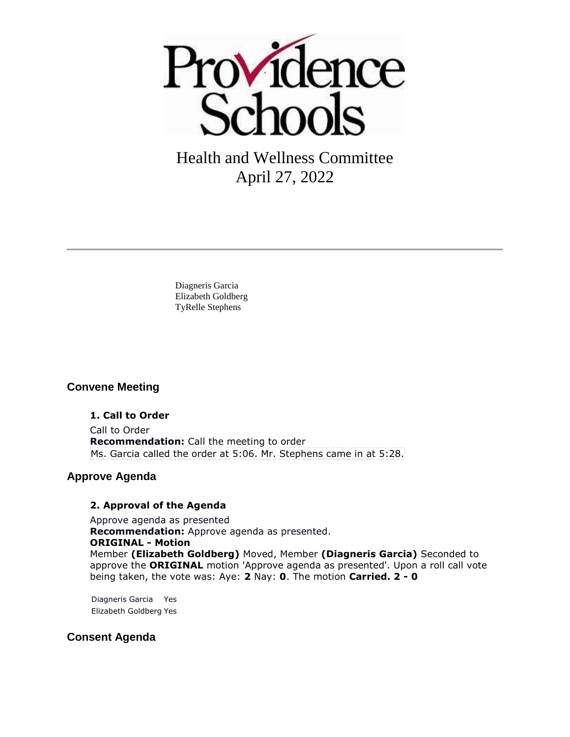Providence Schools

# Health and Wellness Committee
April 27, 2022

---

Diagneris Garcia
Elizabeth Goldberg
TyRelle Stephens

## Convene Meeting

### 1. Call to Order

Call to Order
**Recommendation:** Call the meeting to order
Ms. Garcia called the order at 5:06. Mr. Stephens came in at 5:28.

## Approve Agenda

### 2. Approval of the Agenda

Approve agenda as presented
**Recommendation:** Approve agenda as presented.
**ORIGINAL - Motion**
Member **(Elizabeth Goldberg)** Moved, Member **(Diagneris Garcia)** Seconded to approve the **ORIGINAL** motion 'Approve agenda as presented'. Upon a roll call vote being taken, the vote was: Aye: **2** Nay: **0**. The motion **Carried. 2 - 0**

Diagneris Garcia Yes
Elizabeth Goldberg Yes

## Consent Agenda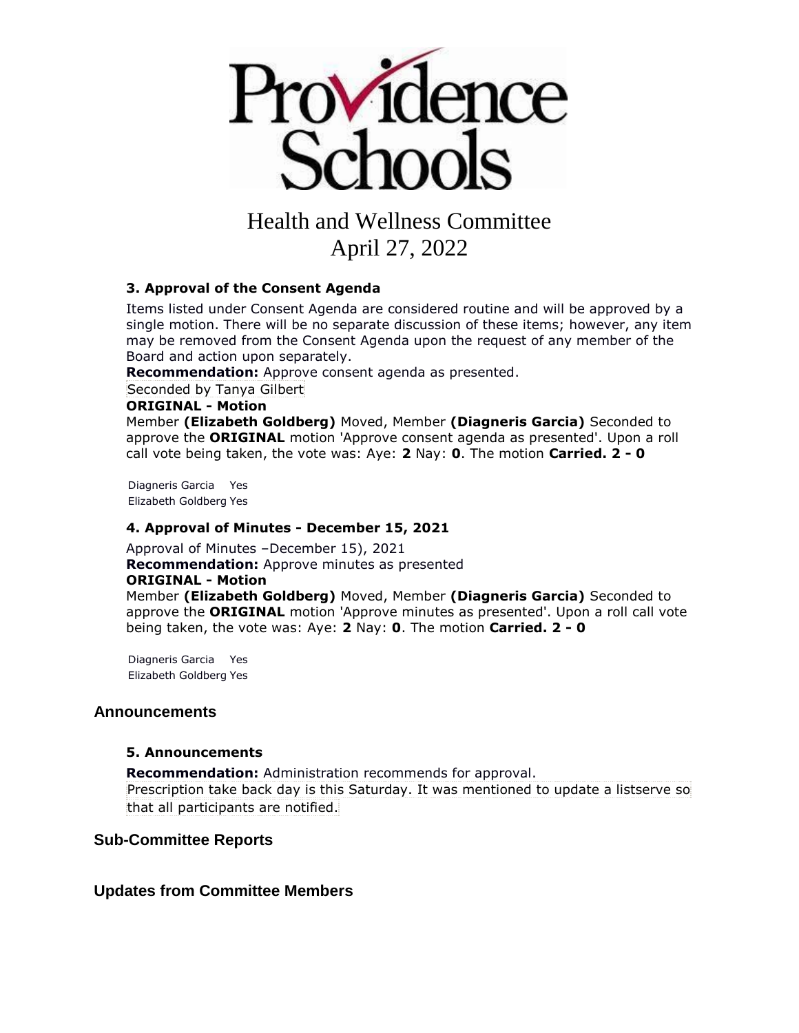# Providence Schools

## Health and Wellness Committee
## April 27, 2022

### 3. Approval of the Consent Agenda

Items listed under Consent Agenda are considered routine and will be approved by a single motion. There will be no separate discussion of these items; however, any item may be removed from the Consent Agenda upon the request of any member of the Board and action upon separately.

**Recommendation:** Approve consent agenda as presented.

Seconded by Tanya Gilbert

**ORIGINAL - Motion**

Member **(Elizabeth Goldberg)** Moved, Member **(Diagneris Garcia)** Seconded to approve the **ORIGINAL** motion 'Approve consent agenda as presented'. Upon a roll call vote being taken, the vote was: Aye: **2** Nay: **0**. The motion **Carried. 2 - 0**

Diagneris Garcia Yes
Elizabeth Goldberg Yes

### 4. Approval of Minutes - December 15, 2021

Approval of Minutes –December 15), 2021

**Recommendation:** Approve minutes as presented

**ORIGINAL - Motion**

Member **(Elizabeth Goldberg)** Moved, Member **(Diagneris Garcia)** Seconded to approve the **ORIGINAL** motion 'Approve minutes as presented'. Upon a roll call vote being taken, the vote was: Aye: **2** Nay: **0**. The motion **Carried. 2 - 0**

Diagneris Garcia Yes
Elizabeth Goldberg Yes

## Announcements

### 5. Announcements

**Recommendation:** Administration recommends for approval.

Prescription take back day is this Saturday. It was mentioned to update a listserve so that all participants are notified.

## Sub-Committee Reports

## Updates from Committee Members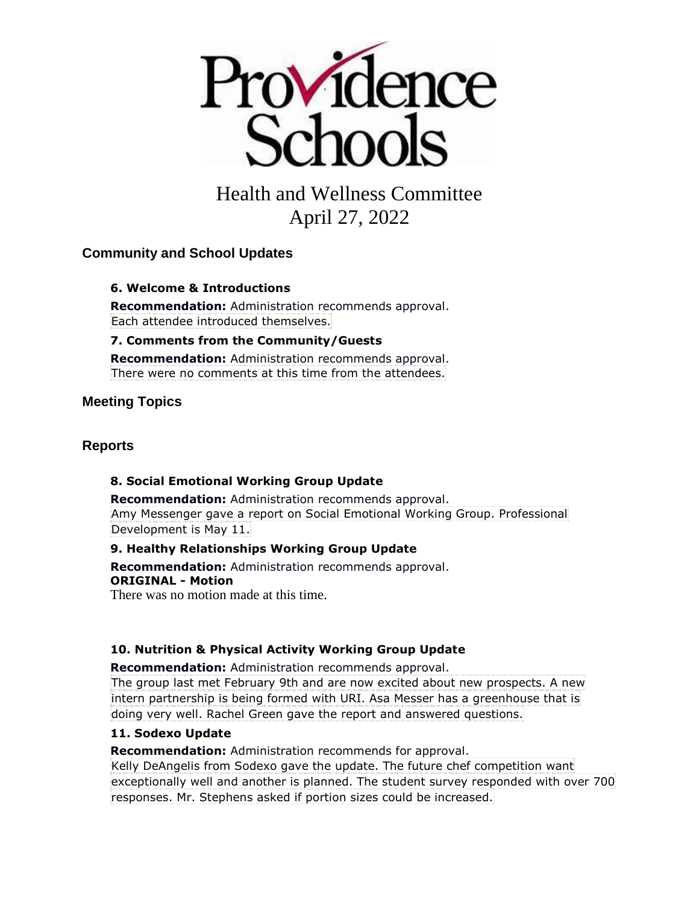# Providence Schools

## Health and Wellness Committee
## April 27, 2022

### Community and School Updates

**6. Welcome & Introductions**

**Recommendation:** Administration recommends approval.
Each attendee introduced themselves.

**7. Comments from the Community/Guests**

**Recommendation:** Administration recommends approval.
There were no comments at this time from the attendees.

### Meeting Topics

### Reports

**8. Social Emotional Working Group Update**

**Recommendation:** Administration recommends approval.
Amy Messenger gave a report on Social Emotional Working Group. Professional Development is May 11.

**9. Healthy Relationships Working Group Update**

**Recommendation:** Administration recommends approval.
**ORIGINAL - Motion**
There was no motion made at this time.

**10. Nutrition & Physical Activity Working Group Update**

**Recommendation:** Administration recommends approval.
The group last met February 9th and are now excited about new prospects. A new intern partnership is being formed with URI. Asa Messer has a greenhouse that is doing very well. Rachel Green gave the report and answered questions.

**11. Sodexo Update**

**Recommendation:** Administration recommends for approval.
Kelly DeAngelis from Sodexo gave the update. The future chef competition want exceptionally well and another is planned. The student survey responded with over 700 responses. Mr. Stephens asked if portion sizes could be increased.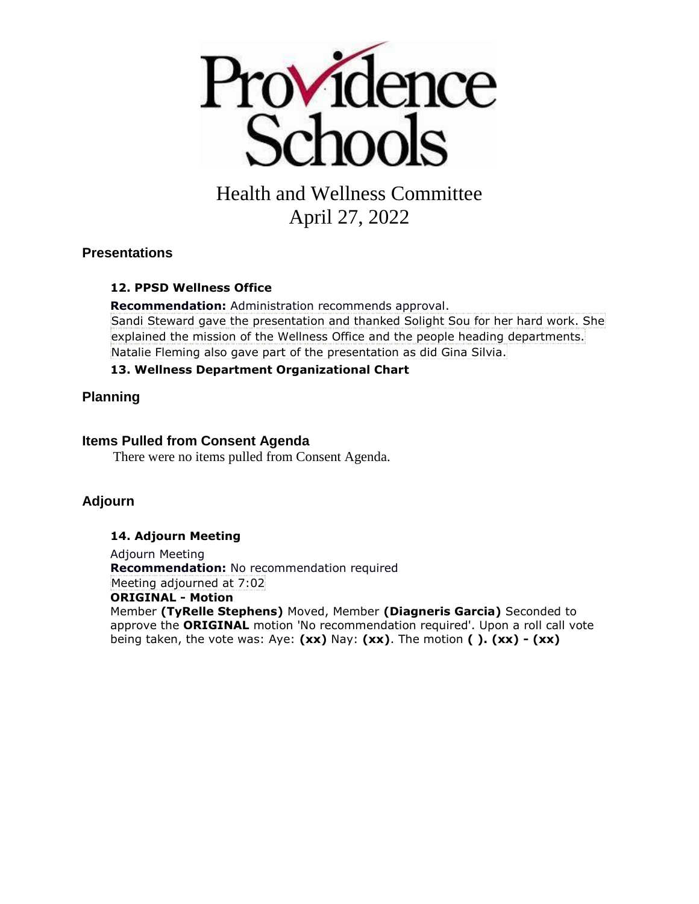# Providence Schools

## Health and Wellness Committee
## April 27, 2022

### Presentations

**12. PPSD Wellness Office**

**Recommendation:** Administration recommends approval.
Sandi Steward gave the presentation and thanked Solight Sou for her hard work. She explained the mission of the Wellness Office and the people heading departments. Natalie Fleming also gave part of the presentation as did Gina Silvia.

**13. Wellness Department Organizational Chart**

### Planning

### Items Pulled from Consent Agenda

There were no items pulled from Consent Agenda.

### Adjourn

**14. Adjourn Meeting**

Adjourn Meeting
**Recommendation:** No recommendation required
Meeting adjourned at 7:02
**ORIGINAL - Motion**
Member **(TyRelle Stephens)** Moved, Member **(Diagneris Garcia)** Seconded to approve the **ORIGINAL** motion 'No recommendation required'. Upon a roll call vote being taken, the vote was: Aye: **(xx)** Nay: **(xx)**. The motion **( ). (xx) - (xx)**